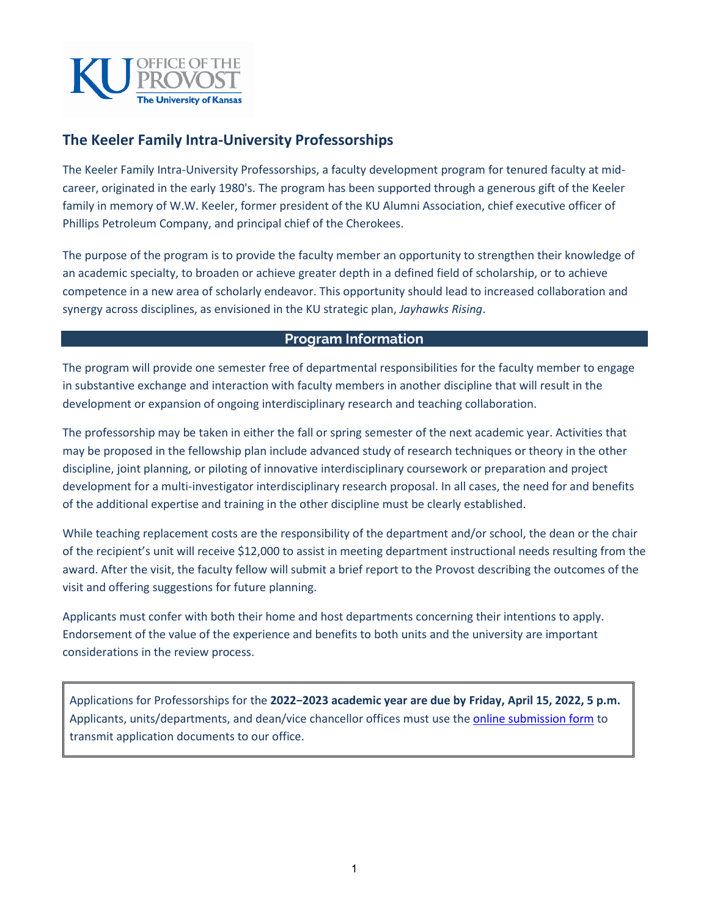KU OFFICE OF THE PROVOST
The University of Kansas

## The Keeler Family Intra-University Professorships

The Keeler Family Intra-University Professorships, a faculty development program for tenured faculty at mid-career, originated in the early 1980's. The program has been supported through a generous gift of the Keeler family in memory of W.W. Keeler, former president of the KU Alumni Association, chief executive officer of Phillips Petroleum Company, and principal chief of the Cherokees.

The purpose of the program is to provide the faculty member an opportunity to strengthen their knowledge of an academic specialty, to broaden or achieve greater depth in a defined field of scholarship, or to achieve competence in a new area of scholarly endeavor. This opportunity should lead to increased collaboration and synergy across disciplines, as envisioned in the KU strategic plan, *Jayhawks Rising*.

### Program Information

The program will provide one semester free of departmental responsibilities for the faculty member to engage in substantive exchange and interaction with faculty members in another discipline that will result in the development or expansion of ongoing interdisciplinary research and teaching collaboration.

The professorship may be taken in either the fall or spring semester of the next academic year. Activities that may be proposed in the fellowship plan include advanced study of research techniques or theory in the other discipline, joint planning, or piloting of innovative interdisciplinary coursework or preparation and project development for a multi-investigator interdisciplinary research proposal. In all cases, the need for and benefits of the additional expertise and training in the other discipline must be clearly established.

While teaching replacement costs are the responsibility of the department and/or school, the dean or the chair of the recipient's unit will receive $12,000 to assist in meeting department instructional needs resulting from the award. After the visit, the faculty fellow will submit a brief report to the Provost describing the outcomes of the visit and offering suggestions for future planning.

Applicants must confer with both their home and host departments concerning their intentions to apply. Endorsement of the value of the experience and benefits to both units and the university are important considerations in the review process.

Applications for Professorships for the **2022–2023 academic year are due by Friday, April 15, 2022, 5 p.m.** Applicants, units/departments, and dean/vice chancellor offices must use the online submission form to transmit application documents to our office.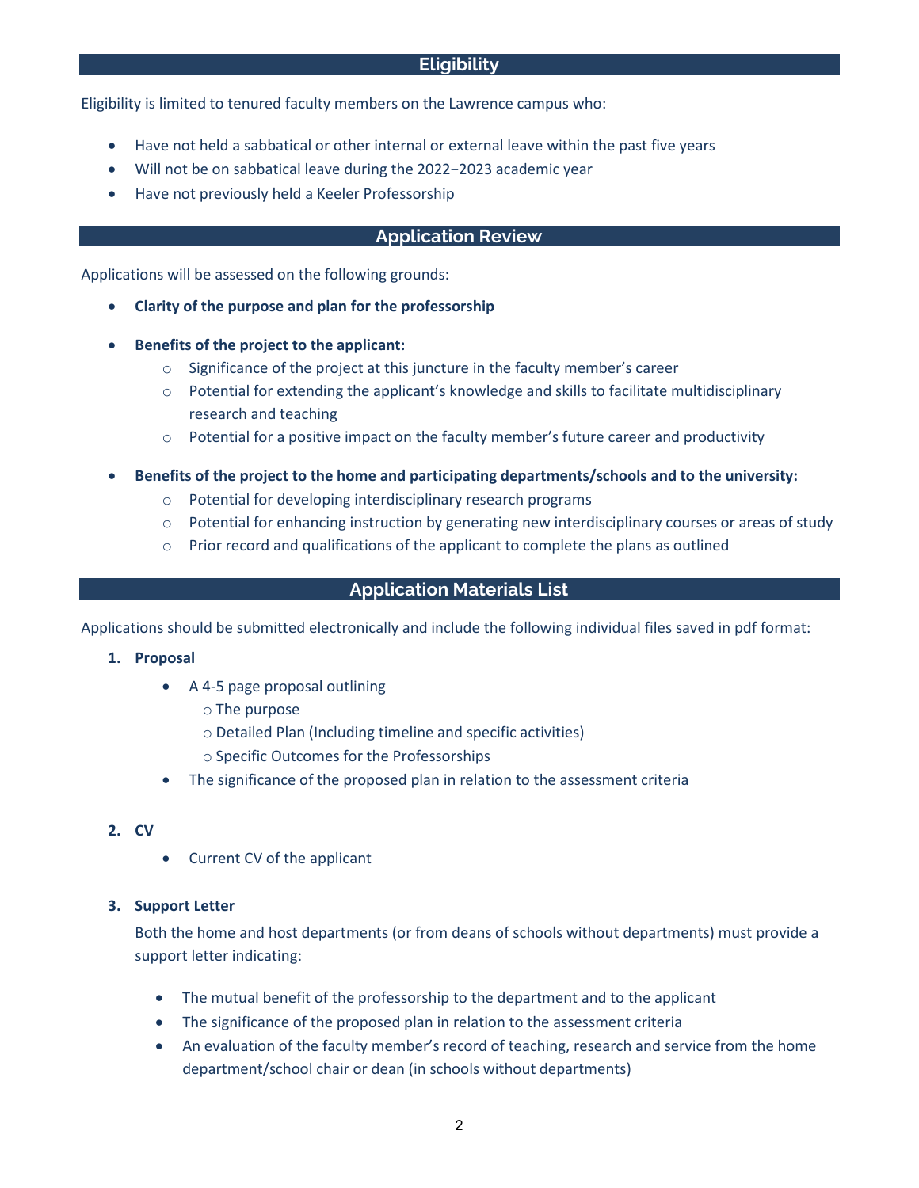## Eligibility

Eligibility is limited to tenured faculty members on the Lawrence campus who:

- Have not held a sabbatical or other internal or external leave within the past five years
- Will not be on sabbatical leave during the 2022−2023 academic year
- Have not previously held a Keeler Professorship

## Application Review

Applications will be assessed on the following grounds:

- **Clarity of the purpose and plan for the professorship**

- **Benefits of the project to the applicant:**
  - Significance of the project at this juncture in the faculty member's career
  - Potential for extending the applicant's knowledge and skills to facilitate multidisciplinary research and teaching
  - Potential for a positive impact on the faculty member's future career and productivity

- **Benefits of the project to the home and participating departments/schools and to the university:**
  - Potential for developing interdisciplinary research programs
  - Potential for enhancing instruction by generating new interdisciplinary courses or areas of study
  - Prior record and qualifications of the applicant to complete the plans as outlined

## Application Materials List

Applications should be submitted electronically and include the following individual files saved in pdf format:

1. **Proposal**
   - A 4-5 page proposal outlining
     - The purpose
     - Detailed Plan (Including timeline and specific activities)
     - Specific Outcomes for the Professorships
   - The significance of the proposed plan in relation to the assessment criteria

2. **CV**
   - Current CV of the applicant

3. **Support Letter**

   Both the home and host departments (or from deans of schools without departments) must provide a support letter indicating:

   - The mutual benefit of the professorship to the department and to the applicant
   - The significance of the proposed plan in relation to the assessment criteria
   - An evaluation of the faculty member's record of teaching, research and service from the home department/school chair or dean (in schools without departments)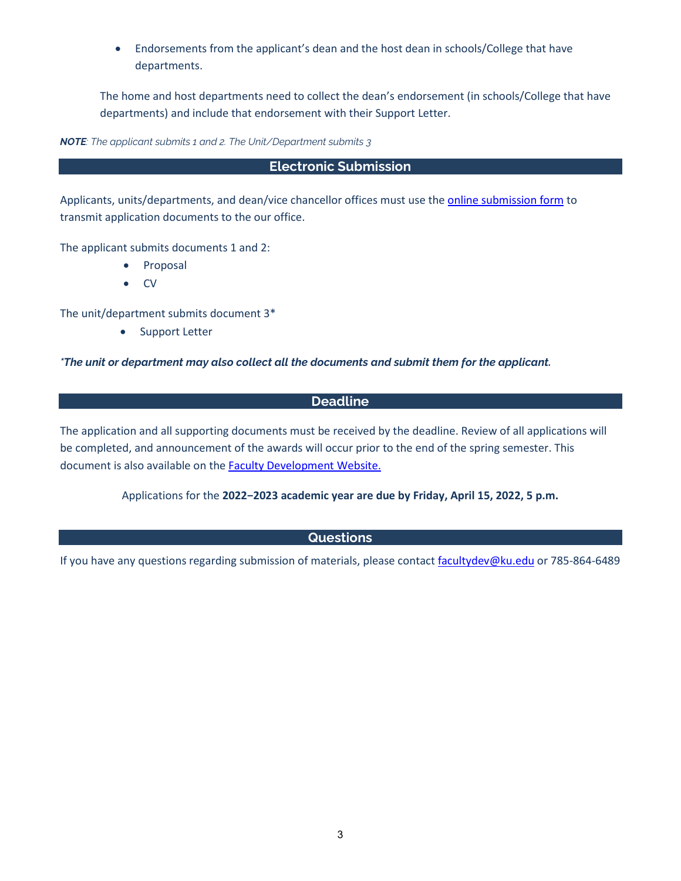- Endorsements from the applicant's dean and the host dean in schools/College that have departments.

The home and host departments need to collect the dean's endorsement (in schools/College that have departments) and include that endorsement with their Support Letter.

***NOTE**: The applicant submits 1 and 2. The Unit/Department submits 3*

## Electronic Submission

Applicants, units/departments, and dean/vice chancellor offices must use the [online submission form]() to transmit application documents to the our office.

The applicant submits documents 1 and 2:

- Proposal
- CV

The unit/department submits document 3*

- Support Letter

***The unit or department may also collect all the documents and submit them for the applicant.***

## Deadline

The application and all supporting documents must be received by the deadline. Review of all applications will be completed, and announcement of the awards will occur prior to the end of the spring semester. This document is also available on the [Faculty Development Website.]()

Applications for the **2022–2023 academic year are due by Friday, April 15, 2022, 5 p.m.**

## Questions

If you have any questions regarding submission of materials, please contact facultydev@ku.edu or 785-864-6489